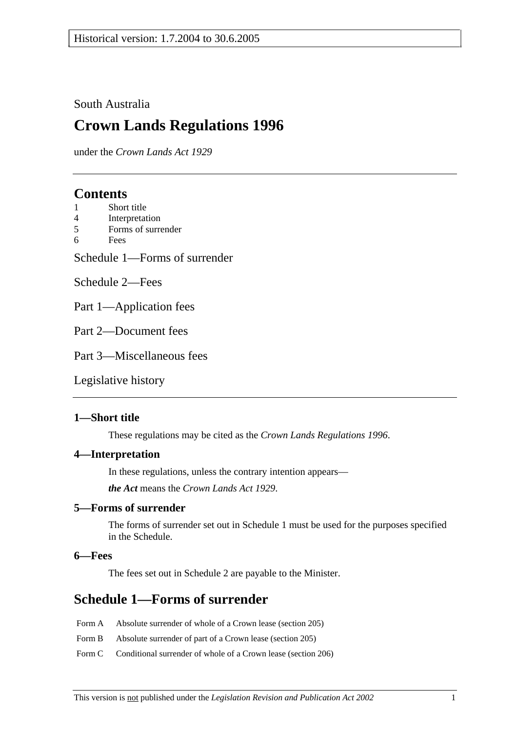South Australia

# Crown Lands Regulations 1996

under the *Crown Lands Act 1929*

---

## Contents

1 Short title
4 Interpretation
5 Forms of surrender
6 Fees

Schedule 1—Forms of surrender

Schedule 2—Fees

Part 1—Application fees

Part 2—Document fees

Part 3—Miscellaneous fees

Legislative history

---

### 1—Short title

These regulations may be cited as the *Crown Lands Regulations 1996*.

### 4—Interpretation

In these regulations, unless the contrary intention appears—

***the Act*** means the *Crown Lands Act 1929*.

### 5—Forms of surrender

The forms of surrender set out in Schedule 1 must be used for the purposes specified in the Schedule.

### 6—Fees

The fees set out in Schedule 2 are payable to the Minister.

## Schedule 1—Forms of surrender

Form A Absolute surrender of whole of a Crown lease (section 205)

Form B Absolute surrender of part of a Crown lease (section 205)

Form C Conditional surrender of whole of a Crown lease (section 206)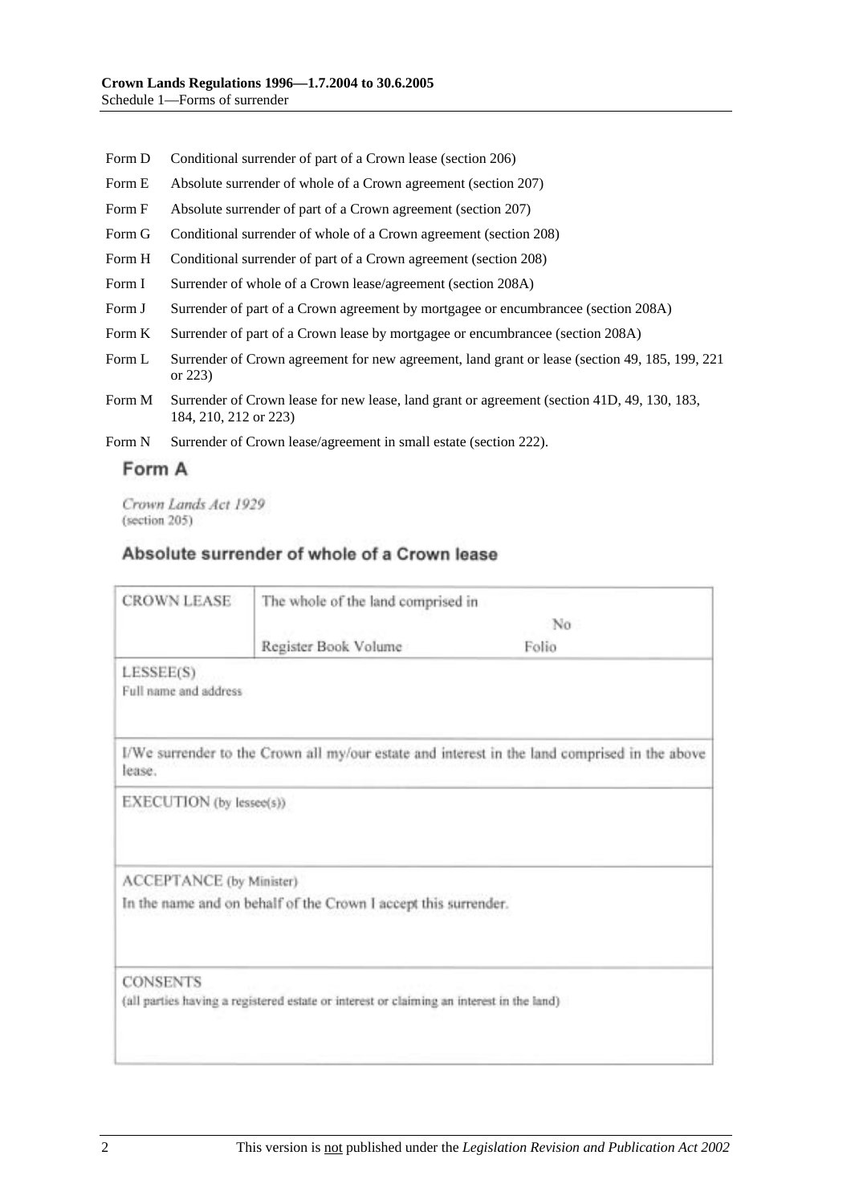Form D Conditional surrender of part of a Crown lease (section 206)

Form E Absolute surrender of whole of a Crown agreement (section 207)

Form F Absolute surrender of part of a Crown agreement (section 207)

Form G Conditional surrender of whole of a Crown agreement (section 208)

Form H Conditional surrender of part of a Crown agreement (section 208)

Form I Surrender of whole of a Crown lease/agreement (section 208A)

Form J Surrender of part of a Crown agreement by mortgagee or encumbrancee (section 208A)

Form K Surrender of part of a Crown lease by mortgagee or encumbrancee (section 208A)

Form L Surrender of Crown agreement for new agreement, land grant or lease (section 49, 185, 199, 221 or 223)

Form M Surrender of Crown lease for new lease, land grant or agreement (section 41D, 49, 130, 183, 184, 210, 212 or 223)

Form N Surrender of Crown lease/agreement in small estate (section 222).

## Form A

*Crown Lands Act 1929*
(section 205)

### Absolute surrender of whole of a Crown lease

| CROWN LEASE | The whole of the land comprised in No<br>Register Book Volume Folio |
|---|---|
| LESSEE(S)<br>Full name and address | |
| I/We surrender to the Crown all my/our estate and interest in the land comprised in the above lease. | |
| EXECUTION (by lessee(s)) | |
| ACCEPTANCE (by Minister)<br>In the name and on behalf of the Crown I accept this surrender. | |
| CONSENTS<br>(all parties having a registered estate or interest or claiming an interest in the land) | |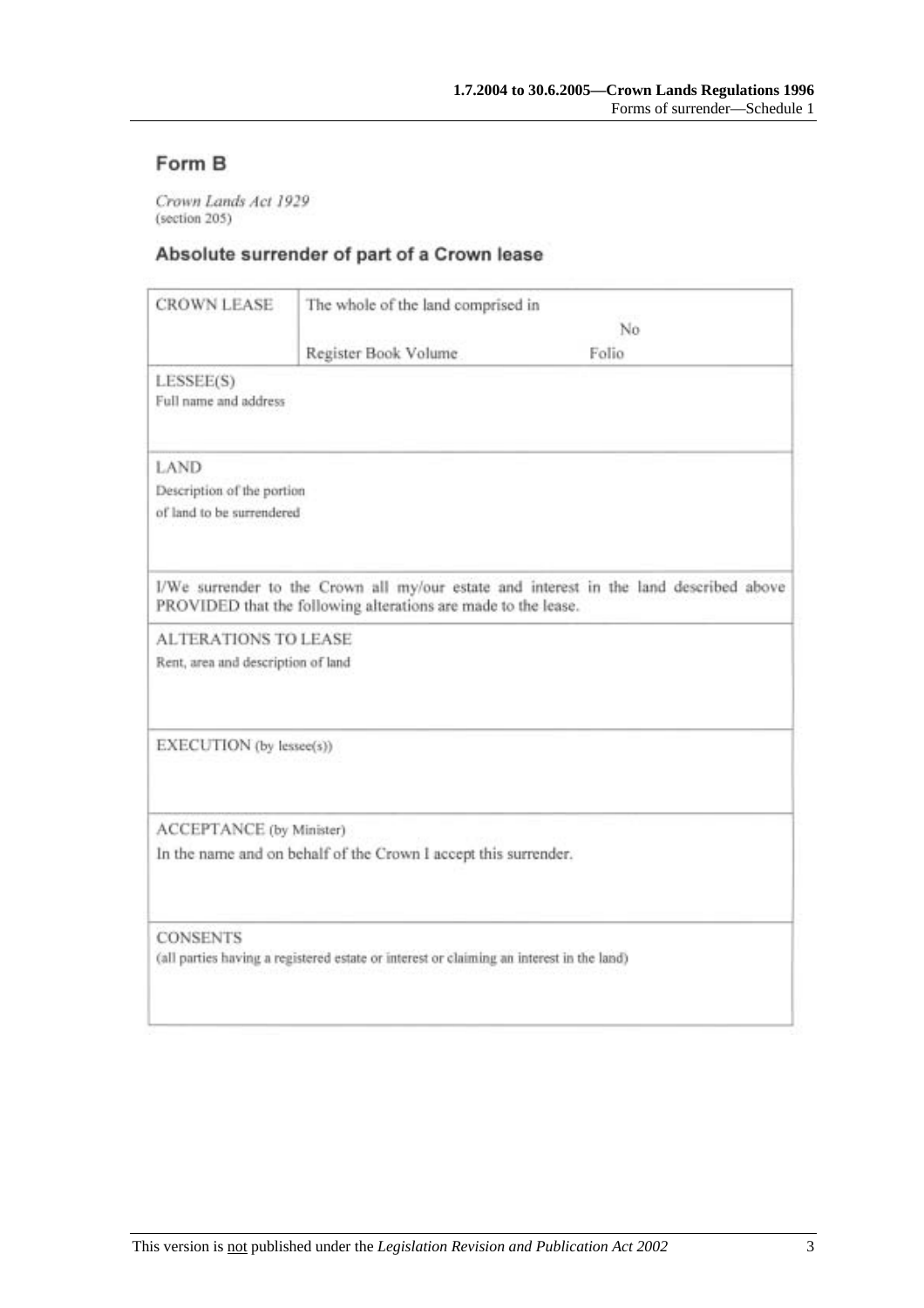## Form B

*Crown Lands Act 1929*
(section 205)

### Absolute surrender of part of a Crown lease

| CROWN LEASE | The whole of the land comprised in | No |
|---|---|---|
| | Register Book Volume | Folio |
| LESSEE(S)<br>Full name and address | | |
| LAND<br>Description of the portion of land to be surrendered | | |
| I/We surrender to the Crown all my/our estate and interest in the land described above PROVIDED that the following alterations are made to the lease. | | |
| ALTERATIONS TO LEASE<br>Rent, area and description of land | | |
| EXECUTION (by lessee(s)) | | |
| ACCEPTANCE (by Minister)<br>In the name and on behalf of the Crown I accept this surrender. | | |
| CONSENTS<br>(all parties having a registered estate or interest or claiming an interest in the land) | | |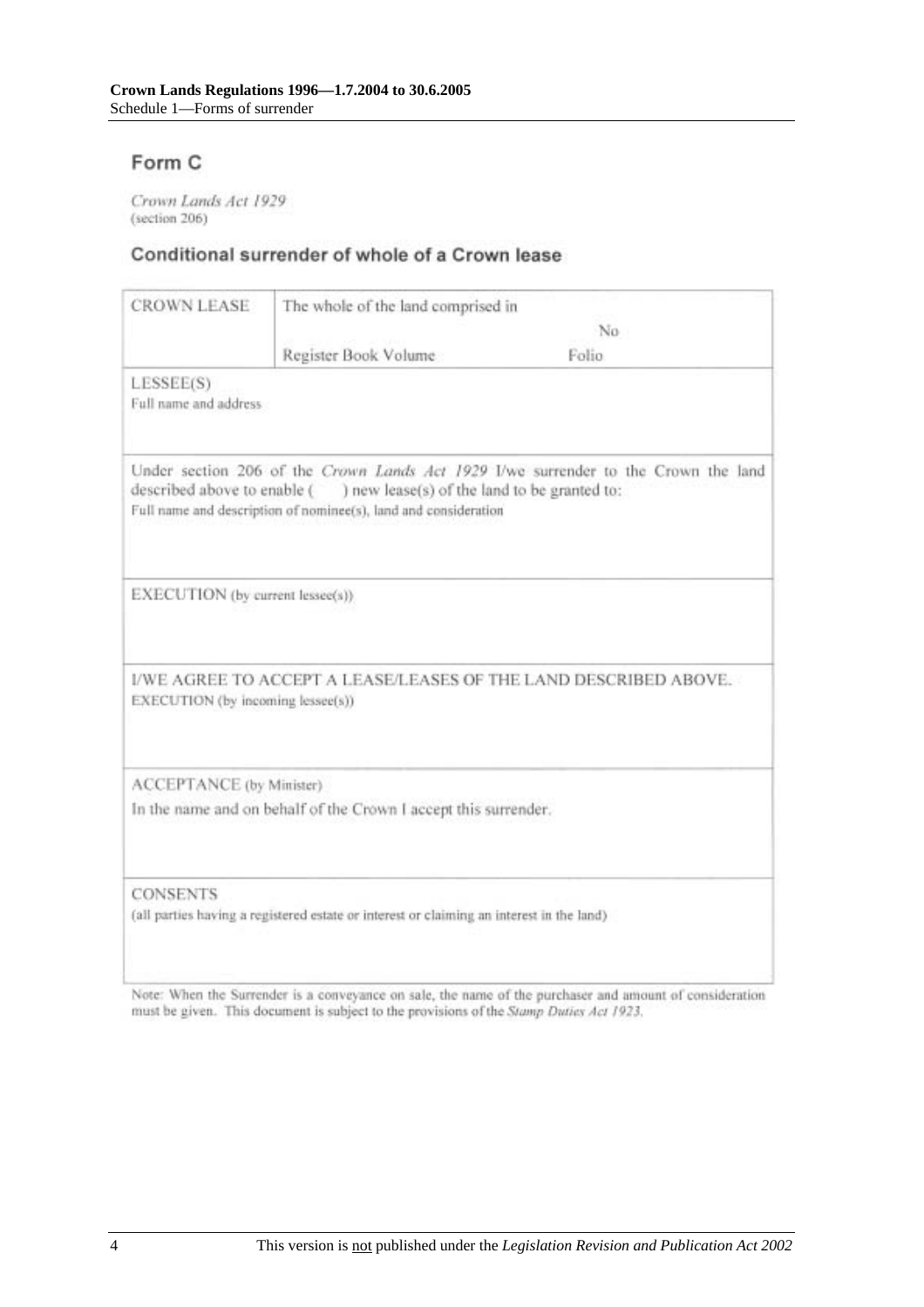## Form C

*Crown Lands Act 1929*
(section 206)

### Conditional surrender of whole of a Crown lease

| CROWN LEASE | The whole of the land comprised in<br>No<br>Register Book Volume Folio |
|---|---|
| LESSEE(S)<br>Full name and address | |

Under section 206 of the *Crown Lands Act 1929* I/we surrender to the Crown the land described above to enable (  ) new lease(s) of the land to be granted to:
Full name and description of nominee(s), land and consideration

EXECUTION (by current lessee(s))

I/WE AGREE TO ACCEPT A LEASE/LEASES OF THE LAND DESCRIBED ABOVE.
EXECUTION (by incoming lessee(s))

ACCEPTANCE (by Minister)
In the name and on behalf of the Crown I accept this surrender.

CONSENTS
(all parties having a registered estate or interest or claiming an interest in the land)

Note: When the Surrender is a conveyance on sale, the name of the purchaser and amount of consideration must be given. This document is subject to the provisions of the *Stamp Duties Act 1923*.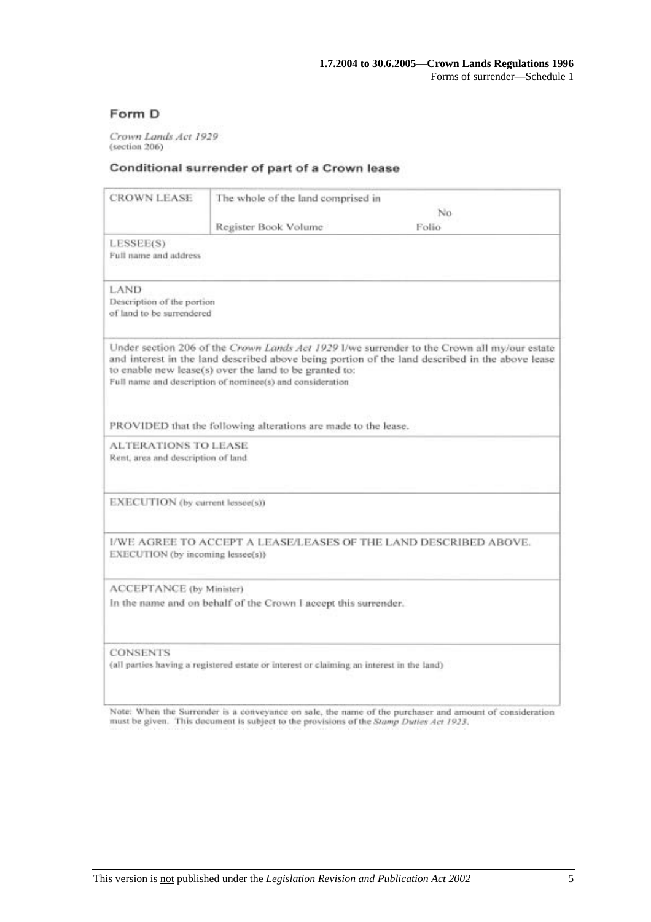## Form D

*Crown Lands Act 1929*
(section 206)

### Conditional surrender of part of a Crown lease

| | |
|---|---|
| CROWN LEASE | The whole of the land comprised in No<br>Register Book Volume Folio |
| LESSEE(S)<br>Full name and address | |
| LAND<br>Description of the portion of land to be surrendered | |
| Under section 206 of the *Crown Lands Act 1929* I/we surrender to the Crown all my/our estate and interest in the land described above being portion of the land described in the above lease to enable new lease(s) over the land to be granted to:<br>Full name and description of nominee(s) and consideration<br><br>PROVIDED that the following alterations are made to the lease. | |
| ALTERATIONS TO LEASE<br>Rent, area and description of land | |
| EXECUTION (by current lessee(s)) | |
| I/WE AGREE TO ACCEPT A LEASE/LEASES OF THE LAND DESCRIBED ABOVE.<br>EXECUTION (by incoming lessee(s)) | |
| ACCEPTANCE (by Minister)<br>In the name and on behalf of the Crown I accept this surrender. | |
| CONSENTS<br>(all parties having a registered estate or interest or claiming an interest in the land) | |

Note: When the Surrender is a conveyance on sale, the name of the purchaser and amount of consideration must be given. This document is subject to the provisions of the *Stamp Duties Act 1923*.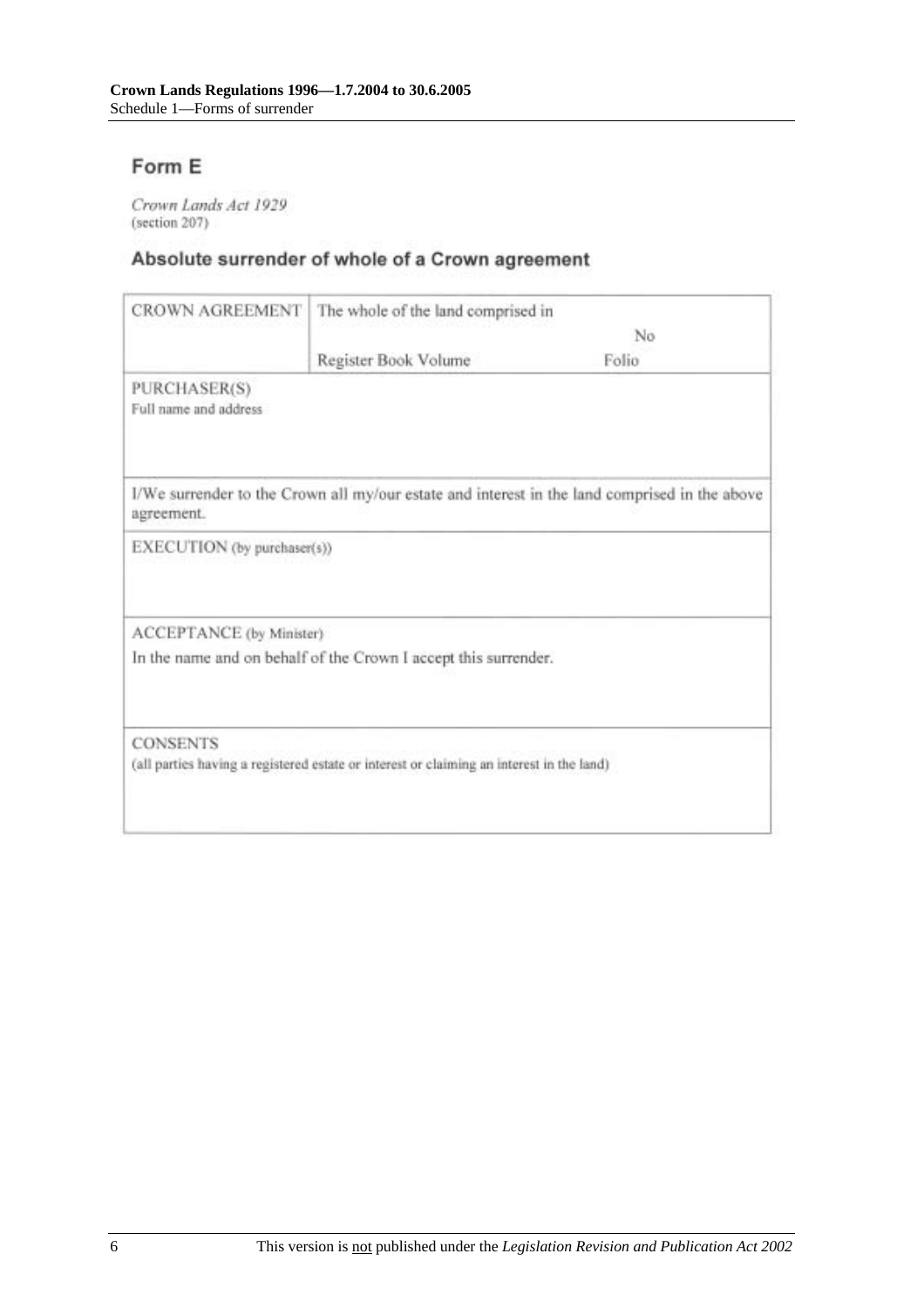## Form E

*Crown Lands Act 1929*
(section 207)

### Absolute surrender of whole of a Crown agreement

| CROWN AGREEMENT | The whole of the land comprised in No<br>Register Book Volume Folio |
|---|---|
| PURCHASER(S)<br>Full name and address | |
| I/We surrender to the Crown all my/our estate and interest in the land comprised in the above agreement. | |
| EXECUTION (by purchaser(s)) | |
| ACCEPTANCE (by Minister)<br>In the name and on behalf of the Crown I accept this surrender. | |
| CONSENTS<br>(all parties having a registered estate or interest or claiming an interest in the land) | |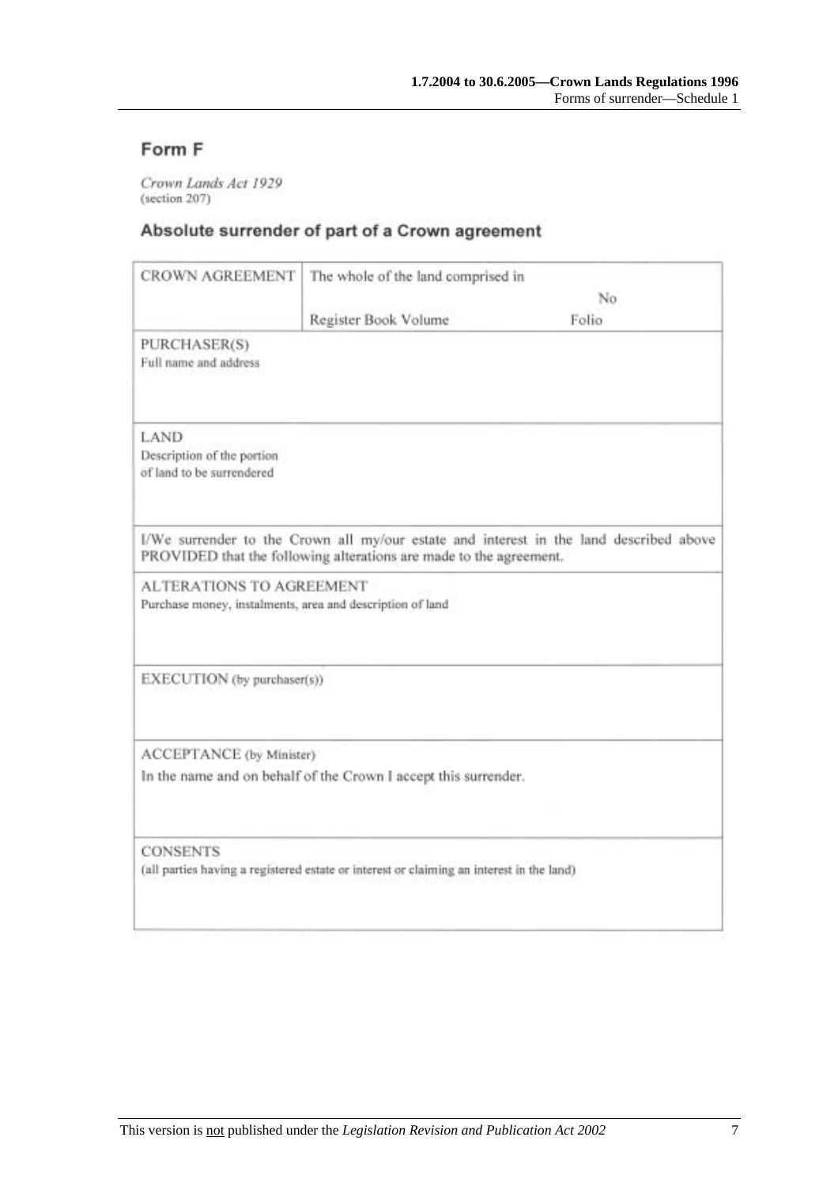## Form F

*Crown Lands Act 1929*
(section 207)

### Absolute surrender of part of a Crown agreement

| CROWN AGREEMENT | The whole of the land comprised in No<br>Register Book Volume Folio |
|---|---|
| PURCHASER(S)<br>Full name and address | |
| LAND<br>Description of the portion of land to be surrendered | |
| I/We surrender to the Crown all my/our estate and interest in the land described above PROVIDED that the following alterations are made to the agreement. | |
| ALTERATIONS TO AGREEMENT<br>Purchase money, instalments, area and description of land | |
| EXECUTION (by purchaser(s)) | |
| ACCEPTANCE (by Minister)<br>In the name and on behalf of the Crown I accept this surrender. | |
| CONSENTS<br>(all parties having a registered estate or interest or claiming an interest in the land) | |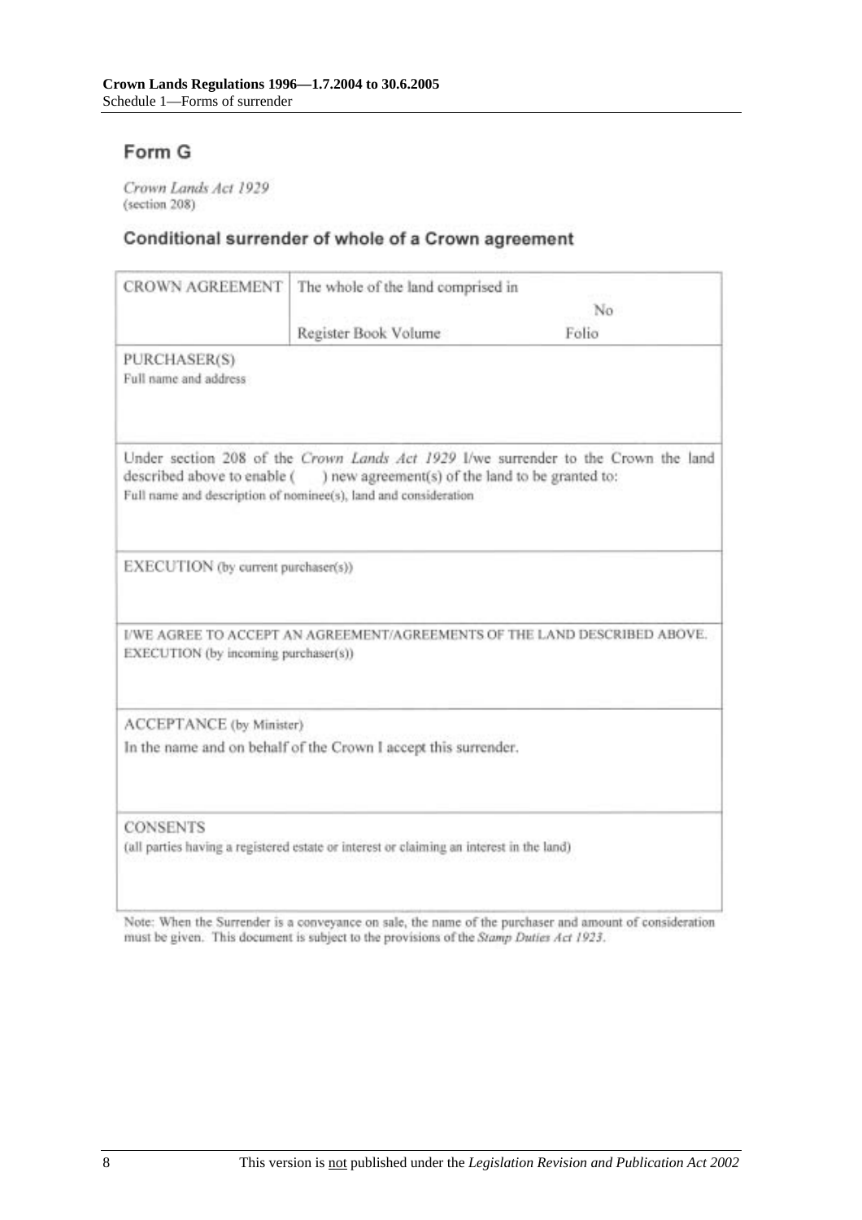## Form G

*Crown Lands Act 1929*
(section 208)

### Conditional surrender of whole of a Crown agreement

| CROWN AGREEMENT | The whole of the land comprised in No<br>Register Book Volume Folio |
|---|---|
| PURCHASER(S)<br>Full name and address | |
| Under section 208 of the *Crown Lands Act 1929* I/we surrender to the Crown the land described above to enable (  ) new agreement(s) of the land to be granted to:<br>Full name and description of nominee(s), land and consideration | |
| EXECUTION (by current purchaser(s)) | |
| I/WE AGREE TO ACCEPT AN AGREEMENT/AGREEMENTS OF THE LAND DESCRIBED ABOVE.<br>EXECUTION (by incoming purchaser(s)) | |
| ACCEPTANCE (by Minister)<br>In the name and on behalf of the Crown I accept this surrender. | |
| CONSENTS<br>(all parties having a registered estate or interest or claiming an interest in the land) | |

Note: When the Surrender is a conveyance on sale, the name of the purchaser and amount of consideration must be given. This document is subject to the provisions of the *Stamp Duties Act 1923*.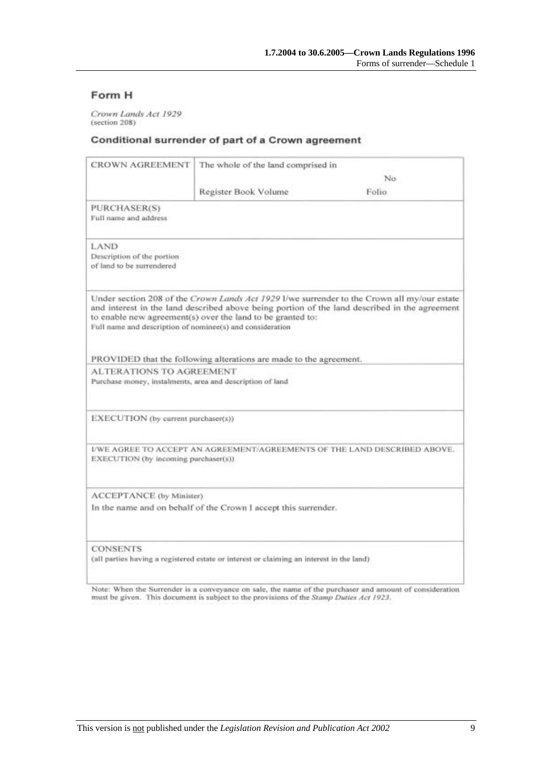## Form H

*Crown Lands Act 1929*
(section 208)

### Conditional surrender of part of a Crown agreement

| CROWN AGREEMENT | The whole of the land comprised in No<br>Register Book Volume Folio |
|---|---|
| PURCHASER(S)<br>Full name and address | |
| LAND<br>Description of the portion of land to be surrendered | |

Under section 208 of the *Crown Lands Act 1929* I/we surrender to the Crown all my/our estate and interest in the land described above being portion of the land described in the agreement to enable new agreement(s) over the land to be granted to:
Full name and description of nominee(s) and consideration

PROVIDED that the following alterations are made to the agreement.

ALTERATIONS TO AGREEMENT
Purchase money, instalments, area and description of land

EXECUTION (by current purchaser(s))

I/WE AGREE TO ACCEPT AN AGREEMENT/AGREEMENTS OF THE LAND DESCRIBED ABOVE.
EXECUTION (by incoming purchaser(s))

ACCEPTANCE (by Minister)
In the name and on behalf of the Crown I accept this surrender.

CONSENTS
(all parties having a registered estate or interest or claiming an interest in the land)

Note: When the Surrender is a conveyance on sale, the name of the purchaser and amount of consideration must be given. This document is subject to the provisions of the *Stamp Duties Act 1923*.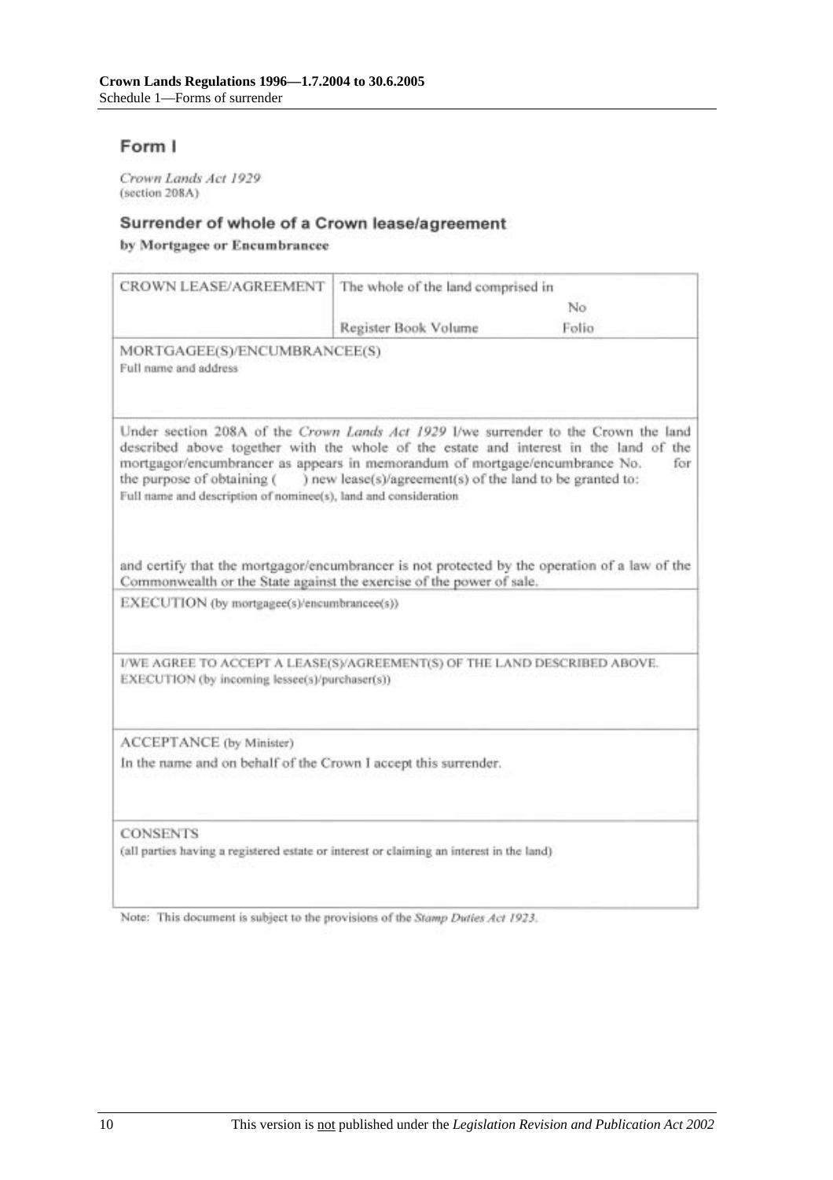## Form I

*Crown Lands Act 1929*
(section 208A)

### Surrender of whole of a Crown lease/agreement

**by Mortgagee or Encumbrancee**

| CROWN LEASE/AGREEMENT | The whole of the land comprised in No Register Book Volume Folio |
|---|---|
| MORTGAGEE(S)/ENCUMBRANCEE(S) Full name and address | |
| Under section 208A of the *Crown Lands Act 1929* I/we surrender to the Crown the land described above together with the whole of the estate and interest in the land of the mortgagor/encumbrancer as appears in memorandum of mortgage/encumbrance No. for the purpose of obtaining ( ) new lease(s)/agreement(s) of the land to be granted to: Full name and description of nominee(s), land and consideration and certify that the mortgagor/encumbrancer is not protected by the operation of a law of the Commonwealth or the State against the exercise of the power of sale. | |
| EXECUTION (by mortgagee(s)/encumbrancee(s)) | |
| I/WE AGREE TO ACCEPT A LEASE(S)/AGREEMENT(S) OF THE LAND DESCRIBED ABOVE. EXECUTION (by incoming lessee(s)/purchaser(s)) | |
| ACCEPTANCE (by Minister) In the name and on behalf of the Crown I accept this surrender. | |
| CONSENTS (all parties having a registered estate or interest or claiming an interest in the land) | |

Note: This document is subject to the provisions of the *Stamp Duties Act 1923*.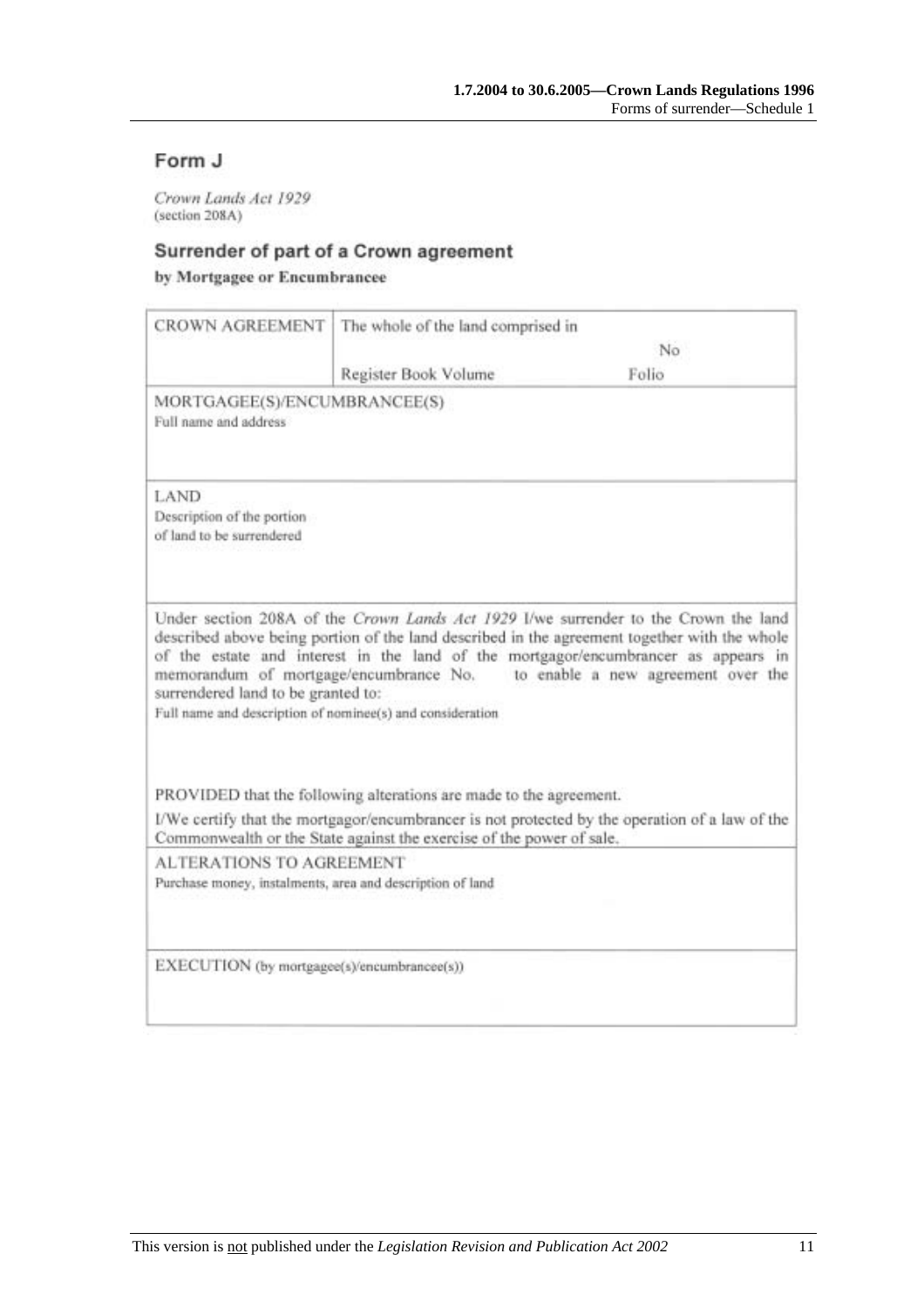## Form J

*Crown Lands Act 1929*
(section 208A)

### Surrender of part of a Crown agreement

**by Mortgagee or Encumbrancee**

| CROWN AGREEMENT | The whole of the land comprised in No<br>Register Book Volume Folio |
|---|---|

MORTGAGEE(S)/ENCUMBRANCEE(S)
Full name and address

LAND
Description of the portion of land to be surrendered

Under section 208A of the *Crown Lands Act 1929* I/we surrender to the Crown the land described above being portion of the land described in the agreement together with the whole of the estate and interest in the land of the mortgagor/encumbrancer as appears in memorandum of mortgage/encumbrance No. to enable a new agreement over the surrendered land to be granted to:
Full name and description of nominee(s) and consideration

PROVIDED that the following alterations are made to the agreement.

I/We certify that the mortgagor/encumbrancer is not protected by the operation of a law of the Commonwealth or the State against the exercise of the power of sale.

ALTERATIONS TO AGREEMENT
Purchase money, instalments, area and description of land

EXECUTION (by mortgagee(s)/encumbrancee(s))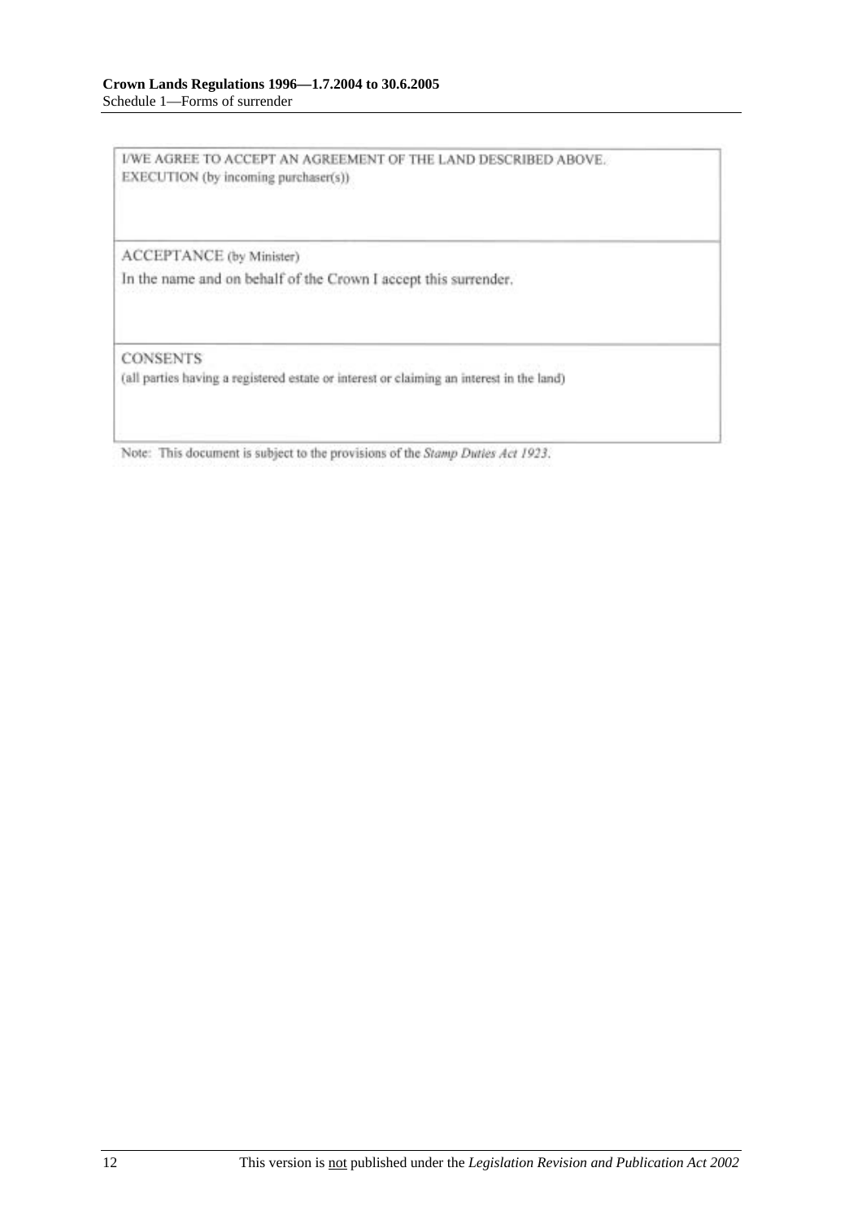I/WE AGREE TO ACCEPT AN AGREEMENT OF THE LAND DESCRIBED ABOVE.
EXECUTION (by incoming purchaser(s))

ACCEPTANCE (by Minister)

In the name and on behalf of the Crown I accept this surrender.

CONSENTS

(all parties having a registered estate or interest or claiming an interest in the land)

Note: This document is subject to the provisions of the *Stamp Duties Act 1923*.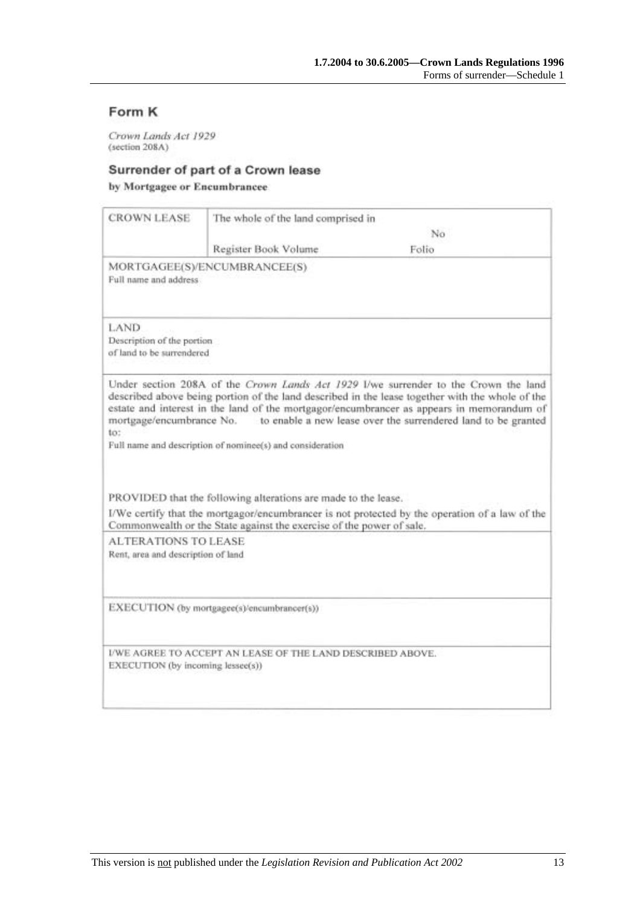## Form K

*Crown Lands Act 1929*
(section 208A)

### Surrender of part of a Crown lease

**by Mortgagee or Encumbrancee**

| CROWN LEASE | The whole of the land comprised in No | |
|---|---|---|
| | Register Book Volume | Folio |

MORTGAGEE(S)/ENCUMBRANCEE(S)
Full name and address

LAND
Description of the portion of land to be surrendered

Under section 208A of the *Crown Lands Act 1929* I/we surrender to the Crown the land described above being portion of the land described in the lease together with the whole of the estate and interest in the land of the mortgagor/encumbrancer as appears in memorandum of mortgage/encumbrance No. to enable a new lease over the surrendered land to be granted to:

Full name and description of nominee(s) and consideration

PROVIDED that the following alterations are made to the lease.

I/We certify that the mortgagor/encumbrancer is not protected by the operation of a law of the Commonwealth or the State against the exercise of the power of sale.

ALTERATIONS TO LEASE
Rent, area and description of land

EXECUTION (by mortgagee(s)/encumbrancer(s))

I/WE AGREE TO ACCEPT AN LEASE OF THE LAND DESCRIBED ABOVE.
EXECUTION (by incoming lessee(s))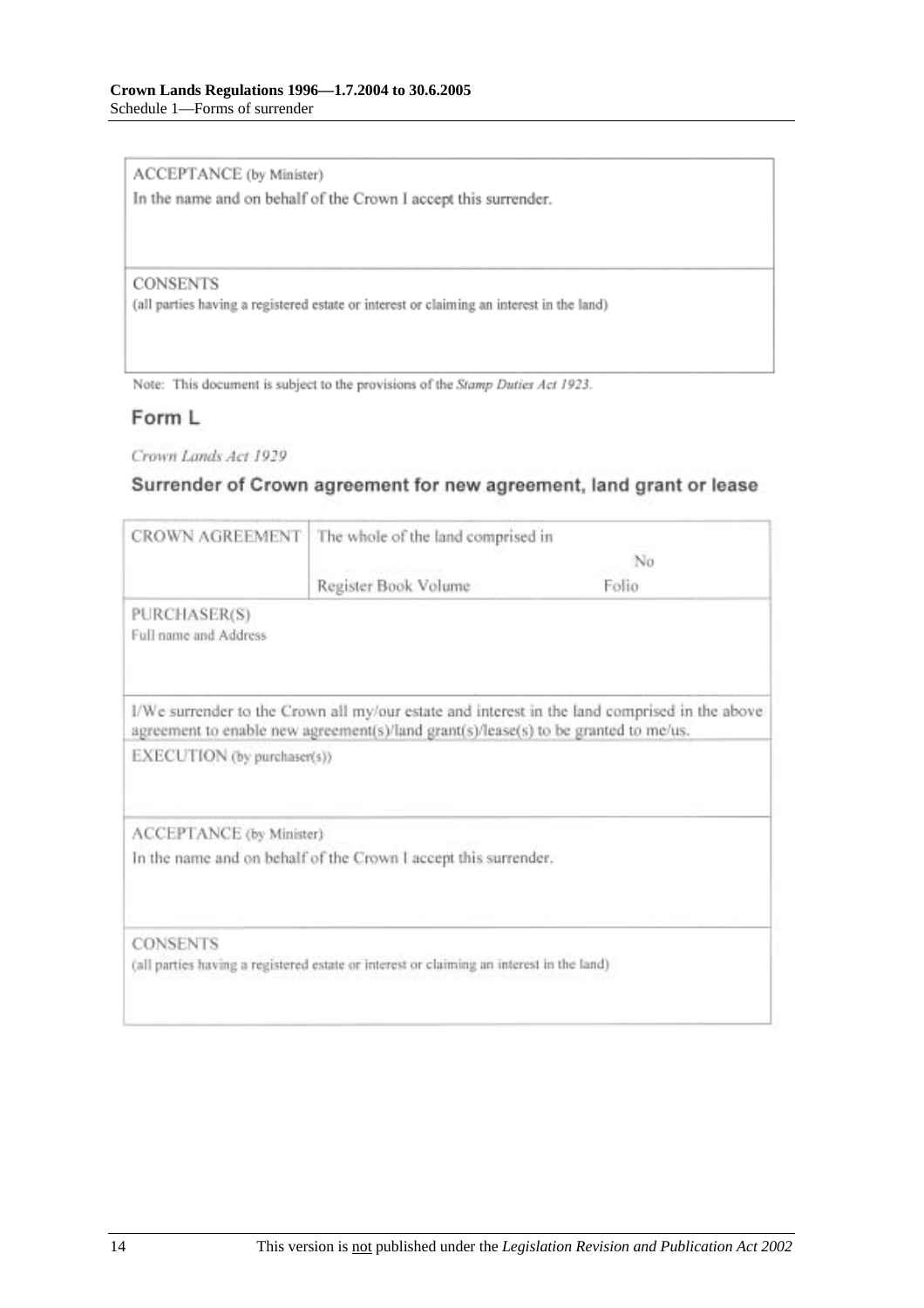| ACCEPTANCE (by Minister) |
|---|
| In the name and on behalf of the Crown I accept this surrender. |
| CONSENTS<br>(all parties having a registered estate or interest or claiming an interest in the land) |

Note: This document is subject to the provisions of the *Stamp Duties Act 1923*.

## Form L

*Crown Lands Act 1929*

### Surrender of Crown agreement for new agreement, land grant or lease

| CROWN AGREEMENT | The whole of the land comprised in | No |
|---|---|---|
| | Register Book Volume | Folio |
| PURCHASER(S)<br>Full name and Address | | |
| I/We surrender to the Crown all my/our estate and interest in the land comprised in the above agreement to enable new agreement(s)/land grant(s)/lease(s) to be granted to me/us. | | |
| EXECUTION (by purchaser(s)) | | |
| ACCEPTANCE (by Minister)<br>In the name and on behalf of the Crown I accept this surrender. | | |
| CONSENTS<br>(all parties having a registered estate or interest or claiming an interest in the land) | | |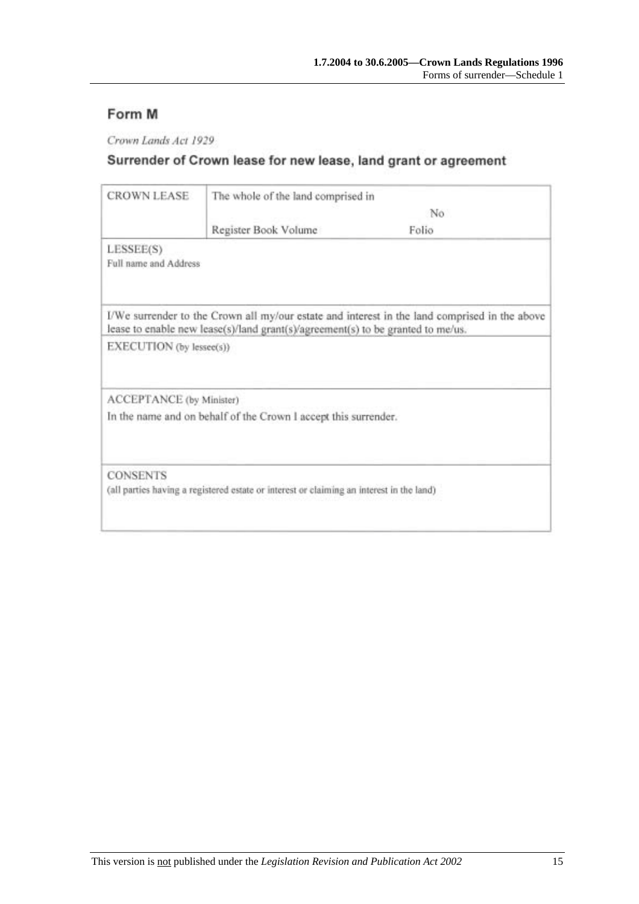## Form M

*Crown Lands Act 1929*

### Surrender of Crown lease for new lease, land grant or agreement

| CROWN LEASE | The whole of the land comprised in | |
|---|---|---|
| | | No |
| | Register Book Volume | Folio |
| LESSEE(S)<br>Full name and Address | | |
| I/We surrender to the Crown all my/our estate and interest in the land comprised in the above lease to enable new lease(s)/land grant(s)/agreement(s) to be granted to me/us. | | |
| EXECUTION (by lessee(s)) | | |
| ACCEPTANCE (by Minister)<br>In the name and on behalf of the Crown I accept this surrender. | | |
| CONSENTS<br>(all parties having a registered estate or interest or claiming an interest in the land) | | |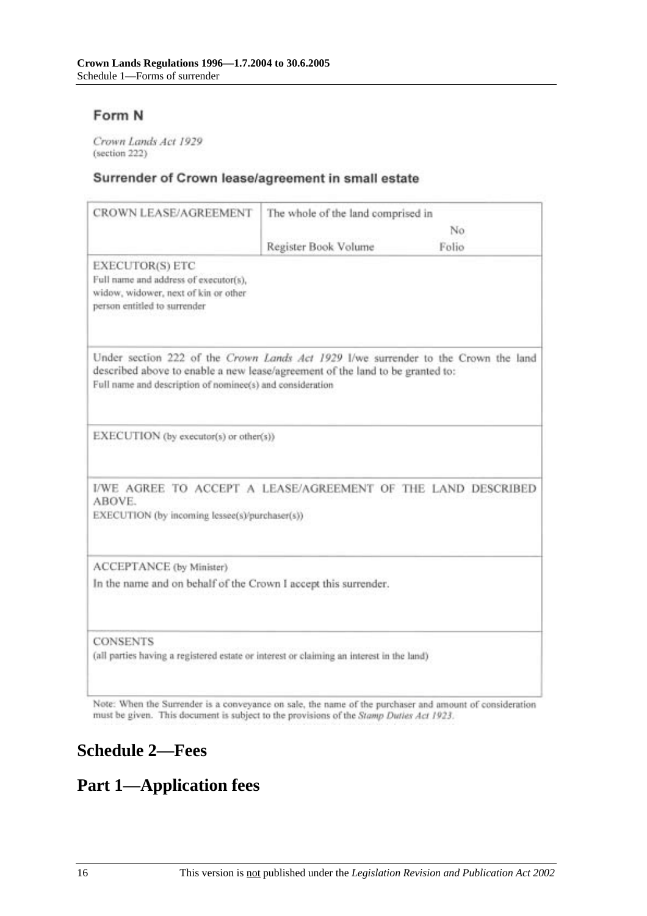## Form N

*Crown Lands Act 1929*
(section 222)

### Surrender of Crown lease/agreement in small estate

| CROWN LEASE/AGREEMENT | The whole of the land comprised in No<br>Register Book Volume Folio |
|---|---|
| EXECUTOR(S) ETC<br>Full name and address of executor(s), widow, widower, next of kin or other person entitled to surrender | |
| Under section 222 of the *Crown Lands Act 1929* I/we surrender to the Crown the land described above to enable a new lease/agreement of the land to be granted to:<br>Full name and description of nominee(s) and consideration | |
| EXECUTION (by executor(s) or other(s)) | |
| I/WE AGREE TO ACCEPT A LEASE/AGREEMENT OF THE LAND DESCRIBED ABOVE.<br>EXECUTION (by incoming lessee(s)/purchaser(s)) | |
| ACCEPTANCE (by Minister)<br>In the name and on behalf of the Crown I accept this surrender. | |
| CONSENTS<br>(all parties having a registered estate or interest or claiming an interest in the land) | |

Note: When the Surrender is a conveyance on sale, the name of the purchaser and amount of consideration must be given. This document is subject to the provisions of the *Stamp Duties Act 1923*.

# Schedule 2—Fees

# Part 1—Application fees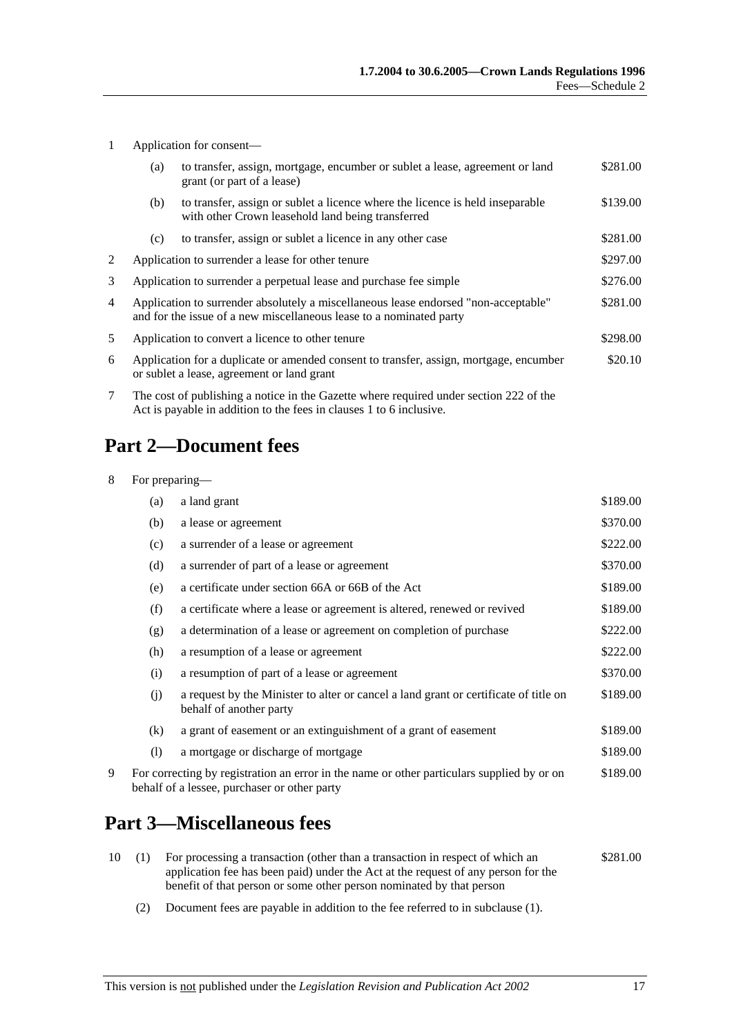1 Application for consent—

| | | | |
|---|---|---|---|
| | (a) | to transfer, assign, mortgage, encumber or sublet a lease, agreement or land grant (or part of a lease) | $281.00 |
| | (b) | to transfer, assign or sublet a licence where the licence is held inseparable with other Crown leasehold land being transferred | $139.00 |
| | (c) | to transfer, assign or sublet a licence in any other case | $281.00 |
| 2 | Application to surrender a lease for other tenure | | $297.00 |
| 3 | Application to surrender a perpetual lease and purchase fee simple | | $276.00 |
| 4 | Application to surrender absolutely a miscellaneous lease endorsed "non-acceptable" and for the issue of a new miscellaneous lease to a nominated party | | $281.00 |
| 5 | Application to convert a licence to other tenure | | $298.00 |
| 6 | Application for a duplicate or amended consent to transfer, assign, mortgage, encumber or sublet a lease, agreement or land grant | | $20.10 |

7 The cost of publishing a notice in the Gazette where required under section 222 of the Act is payable in addition to the fees in clauses 1 to 6 inclusive.

## Part 2—Document fees

8 For preparing—

| | | | |
|---|---|---|---|
| | (a) | a land grant | $189.00 |
| | (b) | a lease or agreement | $370.00 |
| | (c) | a surrender of a lease or agreement | $222.00 |
| | (d) | a surrender of part of a lease or agreement | $370.00 |
| | (e) | a certificate under section 66A or 66B of the Act | $189.00 |
| | (f) | a certificate where a lease or agreement is altered, renewed or revived | $189.00 |
| | (g) | a determination of a lease or agreement on completion of purchase | $222.00 |
| | (h) | a resumption of a lease or agreement | $222.00 |
| | (i) | a resumption of part of a lease or agreement | $370.00 |
| | (j) | a request by the Minister to alter or cancel a land grant or certificate of title on behalf of another party | $189.00 |
| | (k) | a grant of easement or an extinguishment of a grant of easement | $189.00 |
| | (l) | a mortgage or discharge of mortgage | $189.00 |
| 9 | For correcting by registration an error in the name or other particulars supplied by or on behalf of a lessee, purchaser or other party | | $189.00 |

## Part 3—Miscellaneous fees

| | | | |
|---|---|---|---|
| 10 | (1) | For processing a transaction (other than a transaction in respect of which an application fee has been paid) under the Act at the request of any person for the benefit of that person or some other person nominated by that person | $281.00 |
| | (2) | Document fees are payable in addition to the fee referred to in subclause (1). | |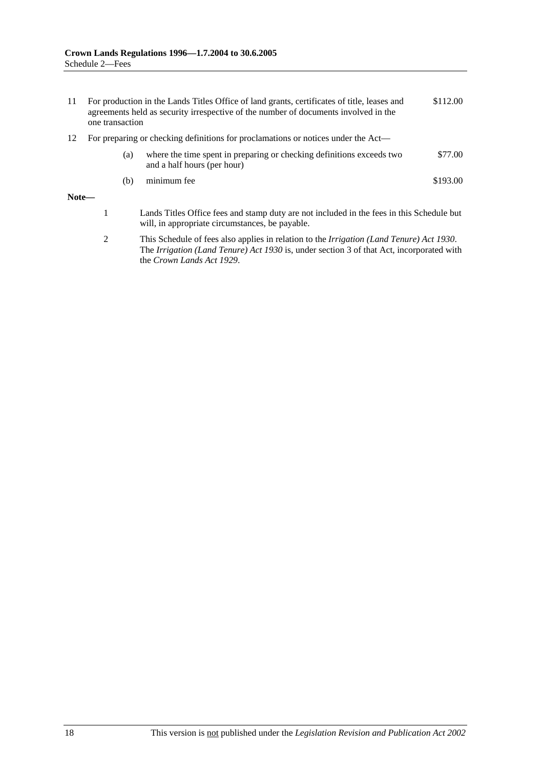| | | | |
|---|---|---|---|
| 11 | For production in the Lands Titles Office of land grants, certificates of title, leases and agreements held as security irrespective of the number of documents involved in the one transaction | | $112.00 |
| 12 | For preparing or checking definitions for proclamations or notices under the Act— | | |
| | (a) | where the time spent in preparing or checking definitions exceeds two and a half hours (per hour) | $77.00 |
| | (b) | minimum fee | $193.00 |

**Note—**

1. Lands Titles Office fees and stamp duty are not included in the fees in this Schedule but will, in appropriate circumstances, be payable.

2. This Schedule of fees also applies in relation to the *Irrigation (Land Tenure) Act 1930*. The *Irrigation (Land Tenure) Act 1930* is, under section 3 of that Act, incorporated with the *Crown Lands Act 1929*.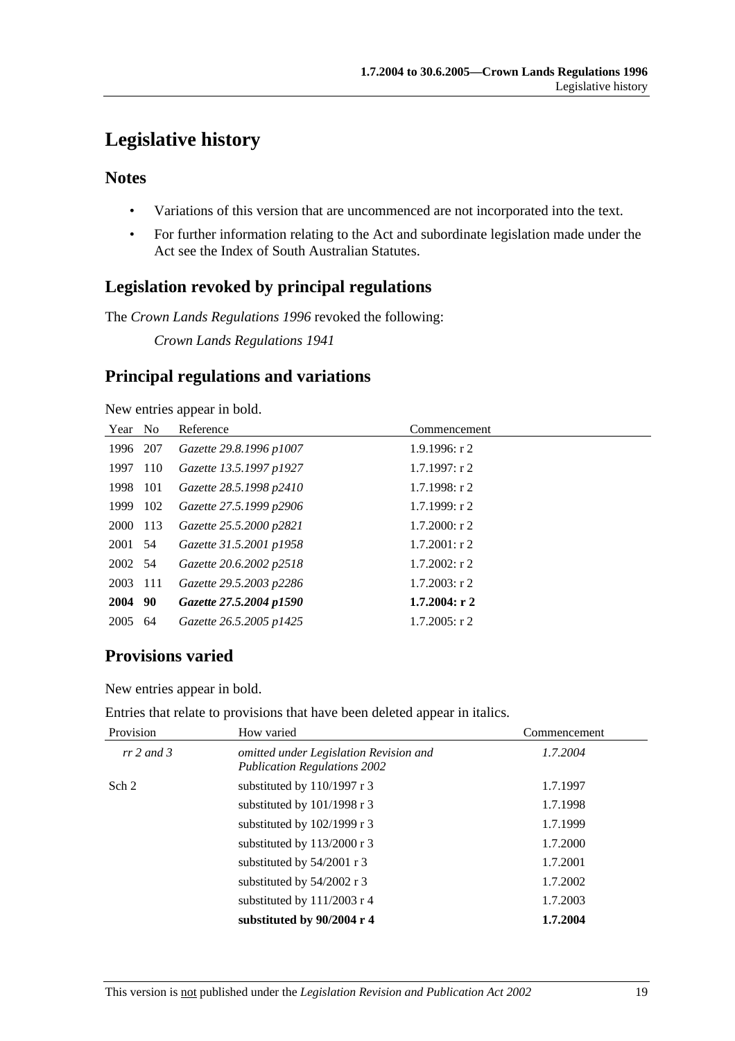# Legislative history

## Notes

- Variations of this version that are uncommenced are not incorporated into the text.
- For further information relating to the Act and subordinate legislation made under the Act see the Index of South Australian Statutes.

## Legislation revoked by principal regulations

The *Crown Lands Regulations 1996* revoked the following:

*Crown Lands Regulations 1941*

## Principal regulations and variations

New entries appear in bold.

| Year | No | Reference | Commencement |
|---|---|---|---|
| 1996 | 207 | *Gazette 29.8.1996 p1007* | 1.9.1996: r 2 |
| 1997 | 110 | *Gazette 13.5.1997 p1927* | 1.7.1997: r 2 |
| 1998 | 101 | *Gazette 28.5.1998 p2410* | 1.7.1998: r 2 |
| 1999 | 102 | *Gazette 27.5.1999 p2906* | 1.7.1999: r 2 |
| 2000 | 113 | *Gazette 25.5.2000 p2821* | 1.7.2000: r 2 |
| 2001 | 54 | *Gazette 31.5.2001 p1958* | 1.7.2001: r 2 |
| 2002 | 54 | *Gazette 20.6.2002 p2518* | 1.7.2002: r 2 |
| 2003 | 111 | *Gazette 29.5.2003 p2286* | 1.7.2003: r 2 |
| **2004** | **90** | ***Gazette 27.5.2004 p1590*** | **1.7.2004: r 2** |
| 2005 | 64 | *Gazette 26.5.2005 p1425* | 1.7.2005: r 2 |

## Provisions varied

New entries appear in bold.

Entries that relate to provisions that have been deleted appear in italics.

| Provision | How varied | Commencement |
|---|---|---|
| *rr 2 and 3* | *omitted under Legislation Revision and Publication Regulations 2002* | *1.7.2004* |
| Sch 2 | substituted by 110/1997 r 3 | 1.7.1997 |
| | substituted by 101/1998 r 3 | 1.7.1998 |
| | substituted by 102/1999 r 3 | 1.7.1999 |
| | substituted by 113/2000 r 3 | 1.7.2000 |
| | substituted by 54/2001 r 3 | 1.7.2001 |
| | substituted by 54/2002 r 3 | 1.7.2002 |
| | substituted by 111/2003 r 4 | 1.7.2003 |
| | **substituted by 90/2004 r 4** | **1.7.2004** |